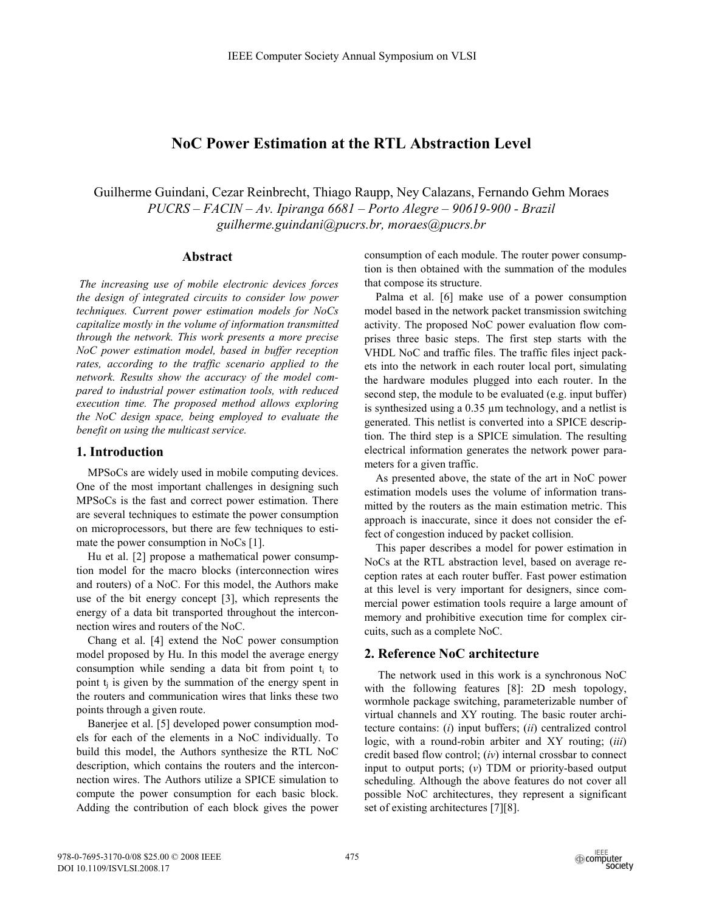# NoC Power Estimation at the RTL Abstraction Level

Guilherme Guindani, Cezar Reinbrecht, Thiago Raupp, Ney Calazans, Fernando Gehm Moraes
*PUCRS – FACIN – Av. Ipiranga 6681 – Porto Alegre – 90619-900 - Brazil*
*guilherme.guindani@pucrs.br, moraes@pucrs.br*

## Abstract

*The increasing use of mobile electronic devices forces the design of integrated circuits to consider low power techniques. Current power estimation models for NoCs capitalize mostly in the volume of information transmitted through the network. This work presents a more precise NoC power estimation model, based in buffer reception rates, according to the traffic scenario applied to the network. Results show the accuracy of the model compared to industrial power estimation tools, with reduced execution time. The proposed method allows exploring the NoC design space, being employed to evaluate the benefit on using the multicast service.*

## 1. Introduction

MPSoCs are widely used in mobile computing devices. One of the most important challenges in designing such MPSoCs is the fast and correct power estimation. There are several techniques to estimate the power consumption on microprocessors, but there are few techniques to estimate the power consumption in NoCs [1].

Hu et al. [2] propose a mathematical power consumption model for the macro blocks (interconnection wires and routers) of a NoC. For this model, the Authors make use of the bit energy concept [3], which represents the energy of a data bit transported throughout the interconnection wires and routers of the NoC.

Chang et al. [4] extend the NoC power consumption model proposed by Hu. In this model the average energy consumption while sending a data bit from point $t_i$ to point $t_j$ is given by the summation of the energy spent in the routers and communication wires that links these two points through a given route.

Banerjee et al. [5] developed power consumption models for each of the elements in a NoC individually. To build this model, the Authors synthesize the RTL NoC description, which contains the routers and the interconnection wires. The Authors utilize a SPICE simulation to compute the power consumption for each basic block. Adding the contribution of each block gives the power consumption of each module. The router power consumption is then obtained with the summation of the modules that compose its structure.

Palma et al. [6] make use of a power consumption model based in the network packet transmission switching activity. The proposed NoC power evaluation flow comprises three basic steps. The first step starts with the VHDL NoC and traffic files. The traffic files inject packets into the network in each router local port, simulating the hardware modules plugged into each router. In the second step, the module to be evaluated (e.g. input buffer) is synthesized using a 0.35 µm technology, and a netlist is generated. This netlist is converted into a SPICE description. The third step is a SPICE simulation. The resulting electrical information generates the network power parameters for a given traffic.

As presented above, the state of the art in NoC power estimation models uses the volume of information transmitted by the routers as the main estimation metric. This approach is inaccurate, since it does not consider the effect of congestion induced by packet collision.

This paper describes a model for power estimation in NoCs at the RTL abstraction level, based on average reception rates at each router buffer. Fast power estimation at this level is very important for designers, since commercial power estimation tools require a large amount of memory and prohibitive execution time for complex circuits, such as a complete NoC.

## 2. Reference NoC architecture

The network used in this work is a synchronous NoC with the following features [8]: 2D mesh topology, wormhole package switching, parameterizable number of virtual channels and XY routing. The basic router architecture contains: (*i*) input buffers; (*ii*) centralized control logic, with a round-robin arbiter and XY routing; (*iii*) credit based flow control; (*iv*) internal crossbar to connect input to output ports; (*v*) TDM or priority-based output scheduling. Although the above features do not cover all possible NoC architectures, they represent a significant set of existing architectures [7][8].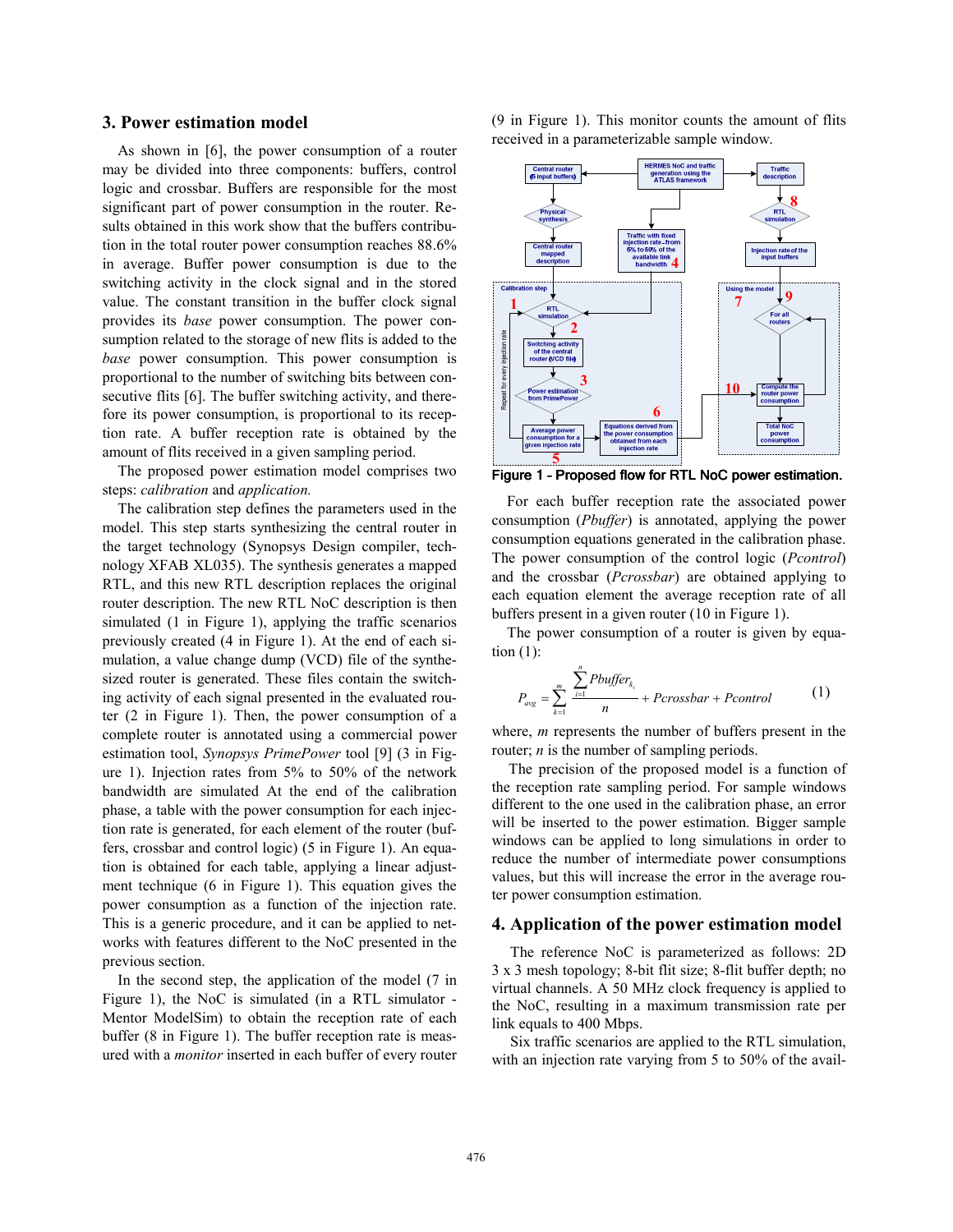## 3. Power estimation model

As shown in [6], the power consumption of a router may be divided into three components: buffers, control logic and crossbar. Buffers are responsible for the most significant part of power consumption in the router. Results obtained in this work show that the buffers contribution in the total router power consumption reaches 88.6% in average. Buffer power consumption is due to the switching activity in the clock signal and in the stored value. The constant transition in the buffer clock signal provides its *base* power consumption. The power consumption related to the storage of new flits is added to the *base* power consumption. This power consumption is proportional to the number of switching bits between consecutive flits [6]. The buffer switching activity, and therefore its power consumption, is proportional to its reception rate. A buffer reception rate is obtained by the amount of flits received in a given sampling period.

The proposed power estimation model comprises two steps: *calibration* and *application.*

The calibration step defines the parameters used in the model. This step starts synthesizing the central router in the target technology (Synopsys Design compiler, technology XFAB XL035). The synthesis generates a mapped RTL, and this new RTL description replaces the original router description. The new RTL NoC description is then simulated (1 in Figure 1), applying the traffic scenarios previously created (4 in Figure 1). At the end of each simulation, a value change dump (VCD) file of the synthesized router is generated. These files contain the switching activity of each signal presented in the evaluated router (2 in Figure 1). Then, the power consumption of a complete router is annotated using a commercial power estimation tool, *Synopsys PrimePower* tool [9] (3 in Figure 1). Injection rates from 5% to 50% of the network bandwidth are simulated At the end of the calibration phase, a table with the power consumption for each injection rate is generated, for each element of the router (buffers, crossbar and control logic) (5 in Figure 1). An equation is obtained for each table, applying a linear adjustment technique (6 in Figure 1). This equation gives the power consumption as a function of the injection rate. This is a generic procedure, and it can be applied to networks with features different to the NoC presented in the previous section.

In the second step, the application of the model (7 in Figure 1), the NoC is simulated (in a RTL simulator - Mentor ModelSim) to obtain the reception rate of each buffer (8 in Figure 1). The buffer reception rate is measured with a *monitor* inserted in each buffer of every router (9 in Figure 1). This monitor counts the amount of flits received in a parameterizable sample window.

**Figure 1 - Proposed flow for RTL NoC power estimation.**

For each buffer reception rate the associated power consumption (*Pbuffer*) is annotated, applying the power consumption equations generated in the calibration phase. The power consumption of the control logic (*Pcontrol*) and the crossbar (*Pcrossbar*) are obtained applying to each equation element the average reception rate of all buffers present in a given router (10 in Figure 1).

The power consumption of a router is given by equation (1):

$$P_{avg} = \sum_{k=1}^{m} \frac{\sum_{i=1}^{n} Pbuffer_{k_i}}{n} + Pcrossbar + Pcontrol \qquad (1)$$

where, $m$ represents the number of buffers present in the router; $n$ is the number of sampling periods.

The precision of the proposed model is a function of the reception rate sampling period. For sample windows different to the one used in the calibration phase, an error will be inserted to the power estimation. Bigger sample windows can be applied to long simulations in order to reduce the number of intermediate power consumptions values, but this will increase the error in the average router power consumption estimation.

## 4. Application of the power estimation model

The reference NoC is parameterized as follows: 2D 3 x 3 mesh topology; 8-bit flit size; 8-flit buffer depth; no virtual channels. A 50 MHz clock frequency is applied to the NoC, resulting in a maximum transmission rate per link equals to 400 Mbps.

Six traffic scenarios are applied to the RTL simulation, with an injection rate varying from 5 to 50% of the avail-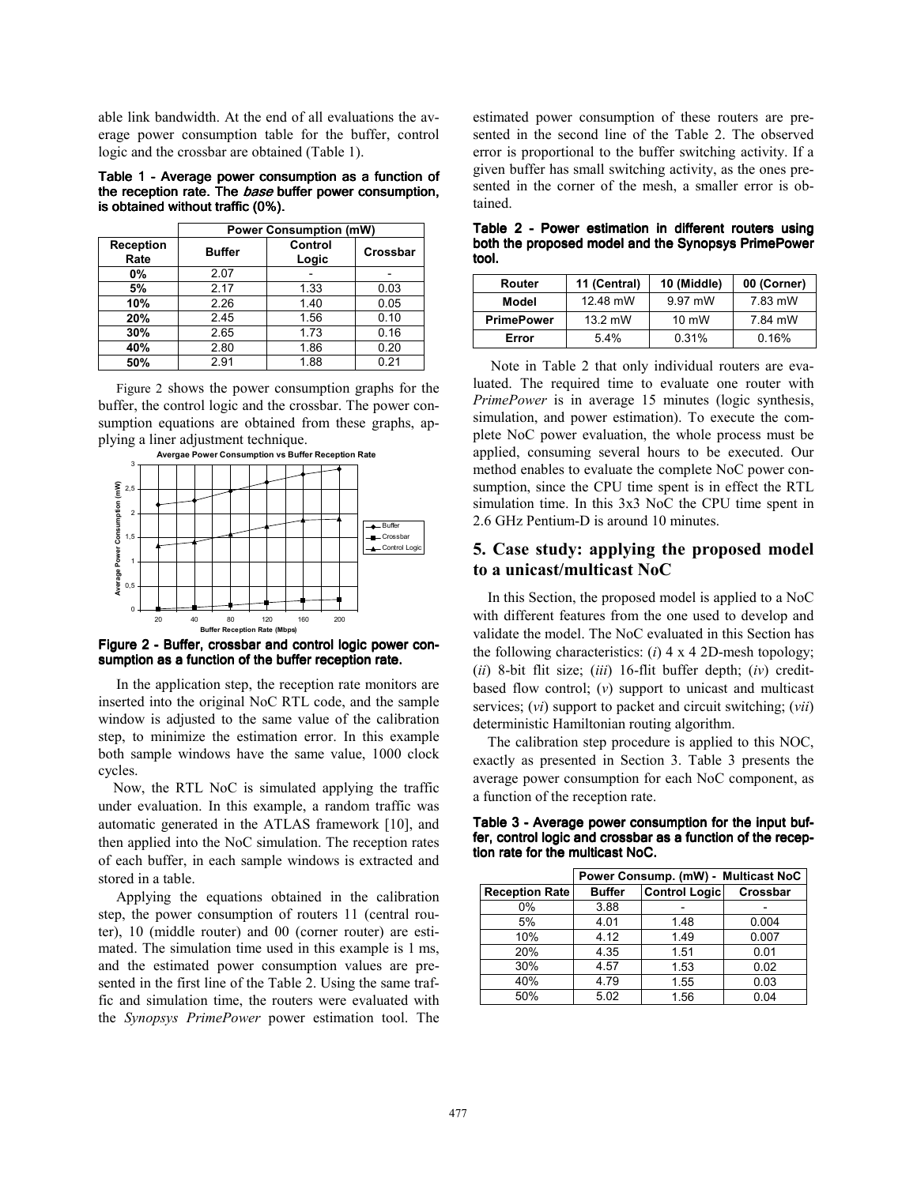able link bandwidth. At the end of all evaluations the average power consumption table for the buffer, control logic and the crossbar are obtained (Table 1).

**Table 1 - Average power consumption as a function of the reception rate. The *base* buffer power consumption, is obtained without traffic (0%).**

| | Power Consumption (mW) | | |
|---|---|---|---|
| **Reception Rate** | **Buffer** | **Control Logic** | **Crossbar** |
| **0%** | 2.07 | - | - |
| **5%** | 2.17 | 1.33 | 0.03 |
| **10%** | 2.26 | 1.40 | 0.05 |
| **20%** | 2.45 | 1.56 | 0.10 |
| **30%** | 2.65 | 1.73 | 0.16 |
| **40%** | 2.80 | 1.86 | 0.20 |
| **50%** | 2.91 | 1.88 | 0.21 |

Figure 2 shows the power consumption graphs for the buffer, the control logic and the crossbar. The power consumption equations are obtained from these graphs, applying a liner adjustment technique.

**Figure 2 - Buffer, crossbar and control logic power consumption as a function of the buffer reception rate.**

In the application step, the reception rate monitors are inserted into the original NoC RTL code, and the sample window is adjusted to the same value of the calibration step, to minimize the estimation error. In this example both sample windows have the same value, 1000 clock cycles.

Now, the RTL NoC is simulated applying the traffic under evaluation. In this example, a random traffic was automatic generated in the ATLAS framework [10], and then applied into the NoC simulation. The reception rates of each buffer, in each sample windows is extracted and stored in a table.

Applying the equations obtained in the calibration step, the power consumption of routers 11 (central router), 10 (middle router) and 00 (corner router) are estimated. The simulation time used in this example is 1 ms, and the estimated power consumption values are presented in the first line of the Table 2. Using the same traffic and simulation time, the routers were evaluated with the *Synopsys PrimePower* power estimation tool. The estimated power consumption of these routers are presented in the second line of the Table 2. The observed error is proportional to the buffer switching activity. If a given buffer has small switching activity, as the ones presented in the corner of the mesh, a smaller error is obtained.

**Table 2 - Power estimation in different routers using both the proposed model and the Synopsys PrimePower tool.**

| Router | 11 (Central) | 10 (Middle) | 00 (Corner) |
|---|---|---|---|
| **Model** | 12.48 mW | 9.97 mW | 7.83 mW |
| **PrimePower** | 13.2 mW | 10 mW | 7.84 mW |
| **Error** | 5.4% | 0.31% | 0.16% |

Note in Table 2 that only individual routers are evaluated. The required time to evaluate one router with *PrimePower* is in average 15 minutes (logic synthesis, simulation, and power estimation). To execute the complete NoC power evaluation, the whole process must be applied, consuming several hours to be executed. Our method enables to evaluate the complete NoC power consumption, since the CPU time spent is in effect the RTL simulation time. In this 3x3 NoC the CPU time spent in 2.6 GHz Pentium-D is around 10 minutes.

## 5. Case study: applying the proposed model to a unicast/multicast NoC

In this Section, the proposed model is applied to a NoC with different features from the one used to develop and validate the model. The NoC evaluated in this Section has the following characteristics: (*i*) 4 x 4 2D-mesh topology; (*ii*) 8-bit flit size; (*iii*) 16-flit buffer depth; (*iv*) credit-based flow control; (*v*) support to unicast and multicast services; (*vi*) support to packet and circuit switching; (*vii*) deterministic Hamiltonian routing algorithm.

The calibration step procedure is applied to this NOC, exactly as presented in Section 3. Table 3 presents the average power consumption for each NoC component, as a function of the reception rate.

**Table 3 - Average power consumption for the input buffer, control logic and crossbar as a function of the reception rate for the multicast NoC.**

| | Power Consump. (mW) - Multicast NoC | | |
|---|---|---|---|
| **Reception Rate** | **Buffer** | **Control Logic** | **Crossbar** |
| 0% | 3.88 | - | - |
| 5% | 4.01 | 1.48 | 0.004 |
| 10% | 4.12 | 1.49 | 0.007 |
| 20% | 4.35 | 1.51 | 0.01 |
| 30% | 4.57 | 1.53 | 0.02 |
| 40% | 4.79 | 1.55 | 0.03 |
| 50% | 5.02 | 1.56 | 0.04 |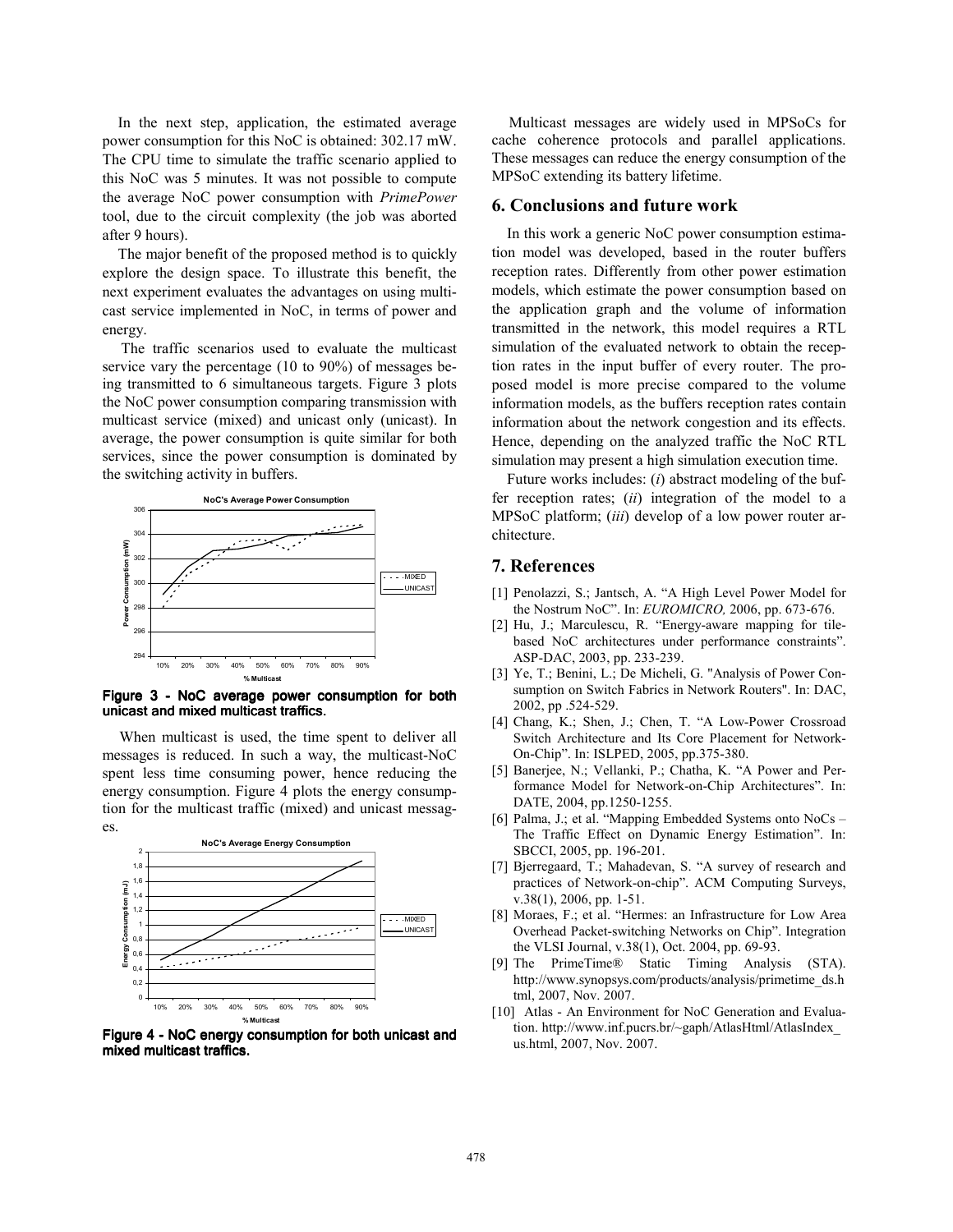In the next step, application, the estimated average power consumption for this NoC is obtained: 302.17 mW. The CPU time to simulate the traffic scenario applied to this NoC was 5 minutes. It was not possible to compute the average NoC power consumption with *PrimePower* tool, due to the circuit complexity (the job was aborted after 9 hours).

The major benefit of the proposed method is to quickly explore the design space. To illustrate this benefit, the next experiment evaluates the advantages on using multicast service implemented in NoC, in terms of power and energy.

The traffic scenarios used to evaluate the multicast service vary the percentage (10 to 90%) of messages being transmitted to 6 simultaneous targets. Figure 3 plots the NoC power consumption comparing transmission with multicast service (mixed) and unicast only (unicast). In average, the power consumption is quite similar for both services, since the power consumption is dominated by the switching activity in buffers.

NoC's Average Power Consumption

Power Consumption (mW)

306
304
302
300
298
296
294

10% 20% 30% 40% 50% 60% 70% 80% 90%

% Multicast

MIXED
UNICAST

**Figure 3 - NoC average power consumption for both unicast and mixed multicast traffics.**

When multicast is used, the time spent to deliver all messages is reduced. In such a way, the multicast-NoC spent less time consuming power, hence reducing the energy consumption. Figure 4 plots the energy consumption for the multicast traffic (mixed) and unicast messages.

NoC's Average Energy Consumption

Energy Consumption (mJ)

2
1,8
1,6
1,4
1,2
1
0,8
0,6
0,4
0,2
0

10% 20% 30% 40% 50% 60% 70% 80% 90%

% Multicast

MIXED
UNICAST

**Figure 4 - NoC energy consumption for both unicast and mixed multicast traffics.**

Multicast messages are widely used in MPSoCs for cache coherence protocols and parallel applications. These messages can reduce the energy consumption of the MPSoC extending its battery lifetime.

## 6. Conclusions and future work

In this work a generic NoC power consumption estimation model was developed, based in the router buffers reception rates. Differently from other power estimation models, which estimate the power consumption based on the application graph and the volume of information transmitted in the network, this model requires a RTL simulation of the evaluated network to obtain the reception rates in the input buffer of every router. The proposed model is more precise compared to the volume information models, as the buffers reception rates contain information about the network congestion and its effects. Hence, depending on the analyzed traffic the NoC RTL simulation may present a high simulation execution time.

Future works includes: (*i*) abstract modeling of the buffer reception rates; (*ii*) integration of the model to a MPSoC platform; (*iii*) develop of a low power router architecture.

## 7. References

[1] Penolazzi, S.; Jantsch, A. "A High Level Power Model for the Nostrum NoC". In: *EUROMICRO,* 2006, pp. 673-676.

[2] Hu, J.; Marculescu, R. "Energy-aware mapping for tile-based NoC architectures under performance constraints". ASP-DAC, 2003, pp. 233-239.

[3] Ye, T.; Benini, L.; De Micheli, G. "Analysis of Power Consumption on Switch Fabrics in Network Routers". In: DAC, 2002, pp .524-529.

[4] Chang, K.; Shen, J.; Chen, T. "A Low-Power Crossroad Switch Architecture and Its Core Placement for Network-On-Chip". In: ISLPED, 2005, pp.375-380.

[5] Banerjee, N.; Vellanki, P.; Chatha, K. "A Power and Performance Model for Network-on-Chip Architectures". In: DATE, 2004, pp.1250-1255.

[6] Palma, J.; et al. "Mapping Embedded Systems onto NoCs – The Traffic Effect on Dynamic Energy Estimation". In: SBCCI, 2005, pp. 196-201.

[7] Bjerregaard, T.; Mahadevan, S. "A survey of research and practices of Network-on-chip". ACM Computing Surveys, v.38(1), 2006, pp. 1-51.

[8] Moraes, F.; et al. "Hermes: an Infrastructure for Low Area Overhead Packet-switching Networks on Chip". Integration the VLSI Journal, v.38(1), Oct. 2004, pp. 69-93.

[9] The PrimeTime® Static Timing Analysis (STA). http://www.synopsys.com/products/analysis/primetime_ds.html, 2007, Nov. 2007.

[10] Atlas - An Environment for NoC Generation and Evaluation. http://www.inf.pucrs.br/~gaph/AtlasHtml/AtlasIndex_us.html, 2007, Nov. 2007.